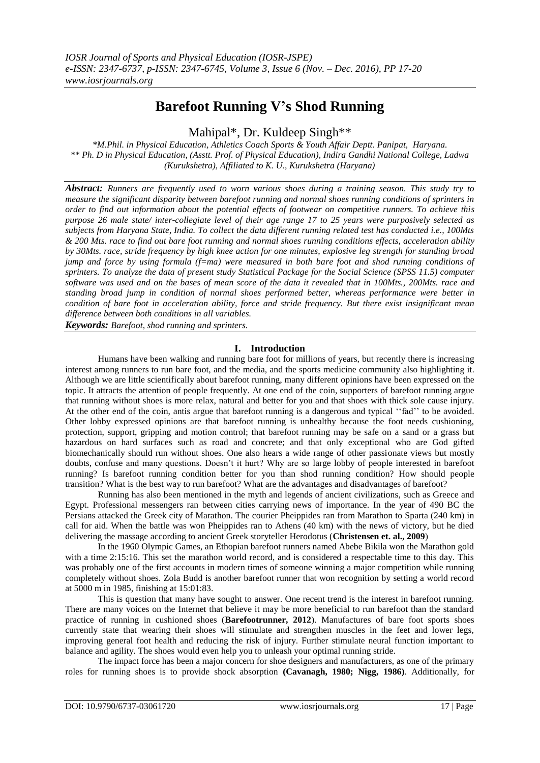# Barefoot Running V's Shod Running

Mahipal*, Dr. Kuldeep Singh**

*\*M.Phil. in Physical Education, Athletics Coach Sports & Youth Affair Deptt. Panipat, Haryana.*
*\*\* Ph. D in Physical Education, (Asstt. Prof. of Physical Education), Indira Gandhi National College, Ladwa (Kurukshetra), Affiliated to K. U., Kurukshetra (Haryana)*

***Abstract:** Runners are frequently used to worn various shoes during a training season. This study try to measure the significant disparity between barefoot running and normal shoes running conditions of sprinters in order to find out information about the potential effects of footwear on competitive runners. To achieve this purpose 26 male state/ inter-collegiate level of their age range 17 to 25 years were purposively selected as subjects from Haryana State, India. To collect the data different running related test has conducted i.e., 100Mts & 200 Mts. race to find out bare foot running and normal shoes running conditions effects, acceleration ability by 30Mts. race, stride frequency by high knee action for one minutes, explosive leg strength for standing broad jump and force by using formula (f=ma) were measured in both bare foot and shod running conditions of sprinters. To analyze the data of present study Statistical Package for the Social Science (SPSS 11.5) computer software was used and on the bases of mean score of the data it revealed that in 100Mts., 200Mts. race and standing broad jump in condition of normal shoes performed better, whereas performance were better in condition of bare foot in acceleration ability, force and stride frequency. But there exist insignificant mean difference between both conditions in all variables.*

***Keywords:** Barefoot, shod running and sprinters.*

## I. Introduction

Humans have been walking and running bare foot for millions of years, but recently there is increasing interest among runners to run bare foot, and the media, and the sports medicine community also highlighting it. Although we are little scientifically about barefoot running, many different opinions have been expressed on the topic. It attracts the attention of people frequently. At one end of the coin, supporters of barefoot running argue that running without shoes is more relax, natural and better for you and that shoes with thick sole cause injury. At the other end of the coin, antis argue that barefoot running is a dangerous and typical ''fad'' to be avoided. Other lobby expressed opinions are that barefoot running is unhealthy because the foot needs cushioning, protection, support, gripping and motion control; that barefoot running may be safe on a sand or a grass but hazardous on hard surfaces such as road and concrete; and that only exceptional who are God gifted biomechanically should run without shoes. One also hears a wide range of other passionate views but mostly doubts, confuse and many questions. Doesn't it hurt? Why are so large lobby of people interested in barefoot running? Is barefoot running condition better for you than shod running condition? How should people transition? What is the best way to run barefoot? What are the advantages and disadvantages of barefoot?

Running has also been mentioned in the myth and legends of ancient civilizations, such as Greece and Egypt. Professional messengers ran between cities carrying news of importance. In the year of 490 BC the Persians attacked the Greek city of Marathon. The courier Pheippides ran from Marathon to Sparta (240 km) in call for aid. When the battle was won Pheippides ran to Athens (40 km) with the news of victory, but he died delivering the massage according to ancient Greek storyteller Herodotus (**Christensen et. al., 2009**)

In the 1960 Olympic Games, an Ethopian barefoot runners named Abebe Bikila won the Marathon gold with a time 2:15:16. This set the marathon world record, and is considered a respectable time to this day. This was probably one of the first accounts in modern times of someone winning a major competition while running completely without shoes. Zola Budd is another barefoot runner that won recognition by setting a world record at 5000 m in 1985, finishing at 15:01:83.

This is question that many have sought to answer. One recent trend is the interest in barefoot running. There are many voices on the Internet that believe it may be more beneficial to run barefoot than the standard practice of running in cushioned shoes (**Barefootrunner, 2012**). Manufactures of bare foot sports shoes currently state that wearing their shoes will stimulate and strengthen muscles in the feet and lower legs, improving general foot health and reducing the risk of injury. Further stimulate neural function important to balance and agility. The shoes would even help you to unleash your optimal running stride.

The impact force has been a major concern for shoe designers and manufacturers, as one of the primary roles for running shoes is to provide shock absorption **(Cavanagh, 1980; Nigg, 1986)**. Additionally, for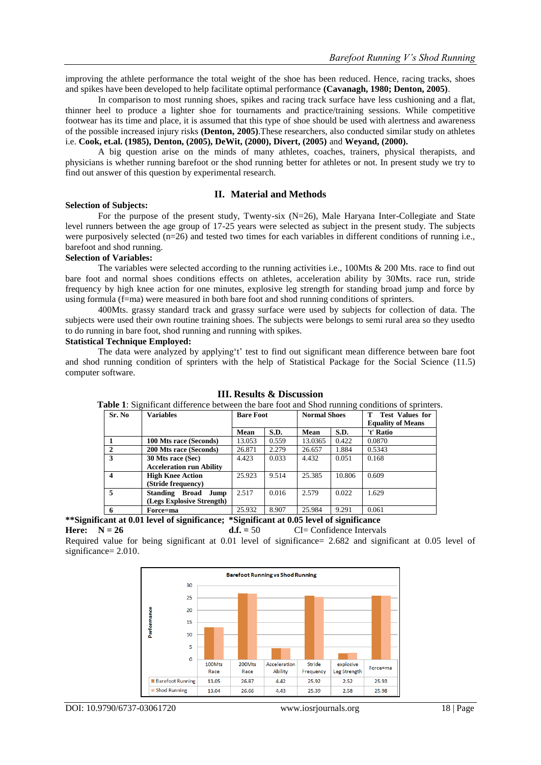improving the athlete performance the total weight of the shoe has been reduced. Hence, racing tracks, shoes and spikes have been developed to help facilitate optimal performance **(Cavanagh, 1980; Denton, 2005)**.

In comparison to most running shoes, spikes and racing track surface have less cushioning and a flat, thinner heel to produce a lighter shoe for tournaments and practice/training sessions. While competitive footwear has its time and place, it is assumed that this type of shoe should be used with alertness and awareness of the possible increased injury risks **(Denton, 2005)**.These researchers, also conducted similar study on athletes i.e. **Cook, et.al. (1985), Denton, (2005), DeWit, (2000), Divert, (2005)** and **Weyand, (2000).**

A big question arise on the minds of many athletes, coaches, trainers, physical therapists, and physicians is whether running barefoot or the shod running better for athletes or not. In present study we try to find out answer of this question by experimental research.

## II. Material and Methods

**Selection of Subjects:**

For the purpose of the present study, Twenty-six (N=26), Male Haryana Inter-Collegiate and State level runners between the age group of 17-25 years were selected as subject in the present study. The subjects were purposively selected (n=26) and tested two times for each variables in different conditions of running i.e., barefoot and shod running.

**Selection of Variables:**

The variables were selected according to the running activities i.e., 100Mts & 200 Mts. race to find out bare foot and normal shoes conditions effects on athletes, acceleration ability by 30Mts. race run, stride frequency by high knee action for one minutes, explosive leg strength for standing broad jump and force by using formula (f=ma) were measured in both bare foot and shod running conditions of sprinters.

400Mts. grassy standard track and grassy surface were used by subjects for collection of data. The subjects were used their own routine training shoes. The subjects were belongs to semi rural area so they usedto to do running in bare foot, shod running and running with spikes.

**Statistical Technique Employed:**

The data were analyzed by applying't' test to find out significant mean difference between bare foot and shod running condition of sprinters with the help of Statistical Package for the Social Science (11.5) computer software.

## III. Results & Discussion

**Table 1**: Significant difference between the bare foot and Shod running conditions of sprinters.

| Sr. No | Variables | Bare Foot | | Normal Shoes | | T Test Values for Equality of Means |
|---|---|---|---|---|---|---|
| | | Mean | S.D. | Mean | S.D. | 't' Ratio |
| 1 | 100 Mts race (Seconds) | 13.053 | 0.559 | 13.0365 | 0.422 | 0.0870 |
| 2 | 200 Mts race (Seconds) | 26.871 | 2.279 | 26.657 | 1.884 | 0.5343 |
| 3 | 30 Mts race (Sec) Acceleration run Ability | 4.423 | 0.033 | 4.432 | 0.051 | 0.168 |
| 4 | High Knee Action (Stride frequency) | 25.923 | 9.514 | 25.385 | 10.806 | 0.609 |
| 5 | Standing Broad Jump (Legs Explosive Strength) | 2.517 | 0.016 | 2.579 | 0.022 | 1.629 |
| 6 | Force=ma | 25.932 | 8.907 | 25.984 | 9.291 | 0.061 |

**\*\*Significant at 0.01 level of significance; \*Significant at 0.05 level of significance**

**Here: N = 26** **d.f.** = 50 CI= Confidence Intervals

Required value for being significant at 0.01 level of significance= 2.682 and significant at 0.05 level of significance= 2.010.

**Barefoot Running vs Shod Running**

| | 100Mts Race | 200Mts Race | Acceleration Ability | Stride Frequency | explosive Leg Strength | Force=ma |
|---|---|---|---|---|---|---|
| Barefoot Running | 13.05 | 26.87 | 4.42 | 25.92 | 2.52 | 25.93 |
| Shod Running | 13.04 | 26.66 | 4.43 | 25.39 | 2.58 | 25.98 |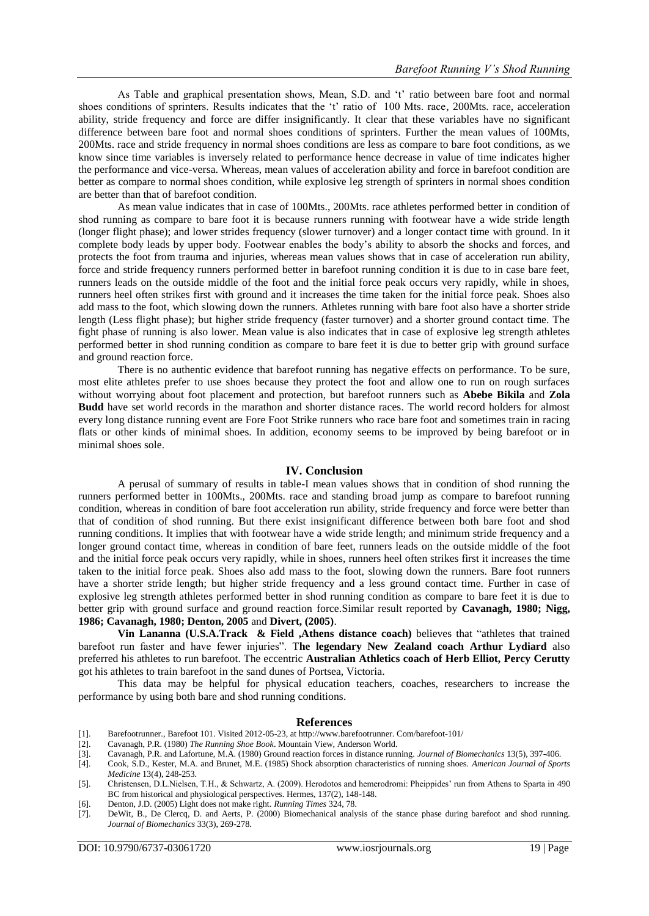As Table and graphical presentation shows, Mean, S.D. and 't' ratio between bare foot and normal shoes conditions of sprinters. Results indicates that the 't' ratio of 100 Mts. race, 200Mts. race, acceleration ability, stride frequency and force are differ insignificantly. It clear that these variables have no significant difference between bare foot and normal shoes conditions of sprinters. Further the mean values of 100Mts, 200Mts. race and stride frequency in normal shoes conditions are less as compare to bare foot conditions, as we know since time variables is inversely related to performance hence decrease in value of time indicates higher the performance and vice-versa. Whereas, mean values of acceleration ability and force in barefoot condition are better as compare to normal shoes condition, while explosive leg strength of sprinters in normal shoes condition are better than that of barefoot condition.

As mean value indicates that in case of 100Mts., 200Mts. race athletes performed better in condition of shod running as compare to bare foot it is because runners running with footwear have a wide stride length (longer flight phase); and lower strides frequency (slower turnover) and a longer contact time with ground. In it complete body leads by upper body. Footwear enables the body's ability to absorb the shocks and forces, and protects the foot from trauma and injuries, whereas mean values shows that in case of acceleration run ability, force and stride frequency runners performed better in barefoot running condition it is due to in case bare feet, runners leads on the outside middle of the foot and the initial force peak occurs very rapidly, while in shoes, runners heel often strikes first with ground and it increases the time taken for the initial force peak. Shoes also add mass to the foot, which slowing down the runners. Athletes running with bare foot also have a shorter stride length (Less flight phase); but higher stride frequency (faster turnover) and a shorter ground contact time. The fight phase of running is also lower. Mean value is also indicates that in case of explosive leg strength athletes performed better in shod running condition as compare to bare feet it is due to better grip with ground surface and ground reaction force.

There is no authentic evidence that barefoot running has negative effects on performance. To be sure, most elite athletes prefer to use shoes because they protect the foot and allow one to run on rough surfaces without worrying about foot placement and protection, but barefoot runners such as **Abebe Bikila** and **Zola Budd** have set world records in the marathon and shorter distance races. The world record holders for almost every long distance running event are Fore Foot Strike runners who race bare foot and sometimes train in racing flats or other kinds of minimal shoes. In addition, economy seems to be improved by being barefoot or in minimal shoes sole.

## IV. Conclusion

A perusal of summary of results in table-I mean values shows that in condition of shod running the runners performed better in 100Mts., 200Mts. race and standing broad jump as compare to barefoot running condition, whereas in condition of bare foot acceleration run ability, stride frequency and force were better than that of condition of shod running. But there exist insignificant difference between both bare foot and shod running conditions. It implies that with footwear have a wide stride length; and minimum stride frequency and a longer ground contact time, whereas in condition of bare feet, runners leads on the outside middle of the foot and the initial force peak occurs very rapidly, while in shoes, runners heel often strikes first it increases the time taken to the initial force peak. Shoes also add mass to the foot, slowing down the runners. Bare foot runners have a shorter stride length; but higher stride frequency and a less ground contact time. Further in case of explosive leg strength athletes performed better in shod running condition as compare to bare feet it is due to better grip with ground surface and ground reaction force.Similar result reported by **Cavanagh, 1980; Nigg, 1986; Cavanagh, 1980; Denton, 2005** and **Divert, (2005)**.

**Vin Lananna (U.S.A.Track & Field ,Athens distance coach)** believes that "athletes that trained barefoot run faster and have fewer injuries". T**he legendary New Zealand coach Arthur Lydiard** also preferred his athletes to run barefoot. The eccentric **Australian Athletics coach of Herb Elliot, Percy Cerutty** got his athletes to train barefoot in the sand dunes of Portsea, Victoria.

This data may be helpful for physical education teachers, coaches, researchers to increase the performance by using both bare and shod running conditions.

## References

[1]. Barefootrunner., Barefoot 101. Visited 2012-05-23, at http://www.barefootrunner. Com/barefoot-101/

[2]. Cavanagh, P.R. (1980) *The Running Shoe Book*. Mountain View, Anderson World.

[3]. Cavanagh, P.R. and Lafortune, M.A. (1980) Ground reaction forces in distance running. *Journal of Biomechanics* 13(5), 397-406.

[4]. Cook, S.D., Kester, M.A. and Brunet, M.E. (1985) Shock absorption characteristics of running shoes. *American Journal of Sports Medicine* 13(4), 248-253.

[5]. Christensen, D.L.Nielsen, T.H., & Schwartz, A. (2009). Herodotos and hemerodromi: Pheippides' run from Athens to Sparta in 490 BC from historical and physiological perspectives. Hermes, 137(2), 148-148.

[6]. Denton, J.D. (2005) Light does not make right. *Running Times* 324, 78.

[7]. DeWit, B., De Clercq, D. and Aerts, P. (2000) Biomechanical analysis of the stance phase during barefoot and shod running. *Journal of Biomechanics* 33(3), 269-278.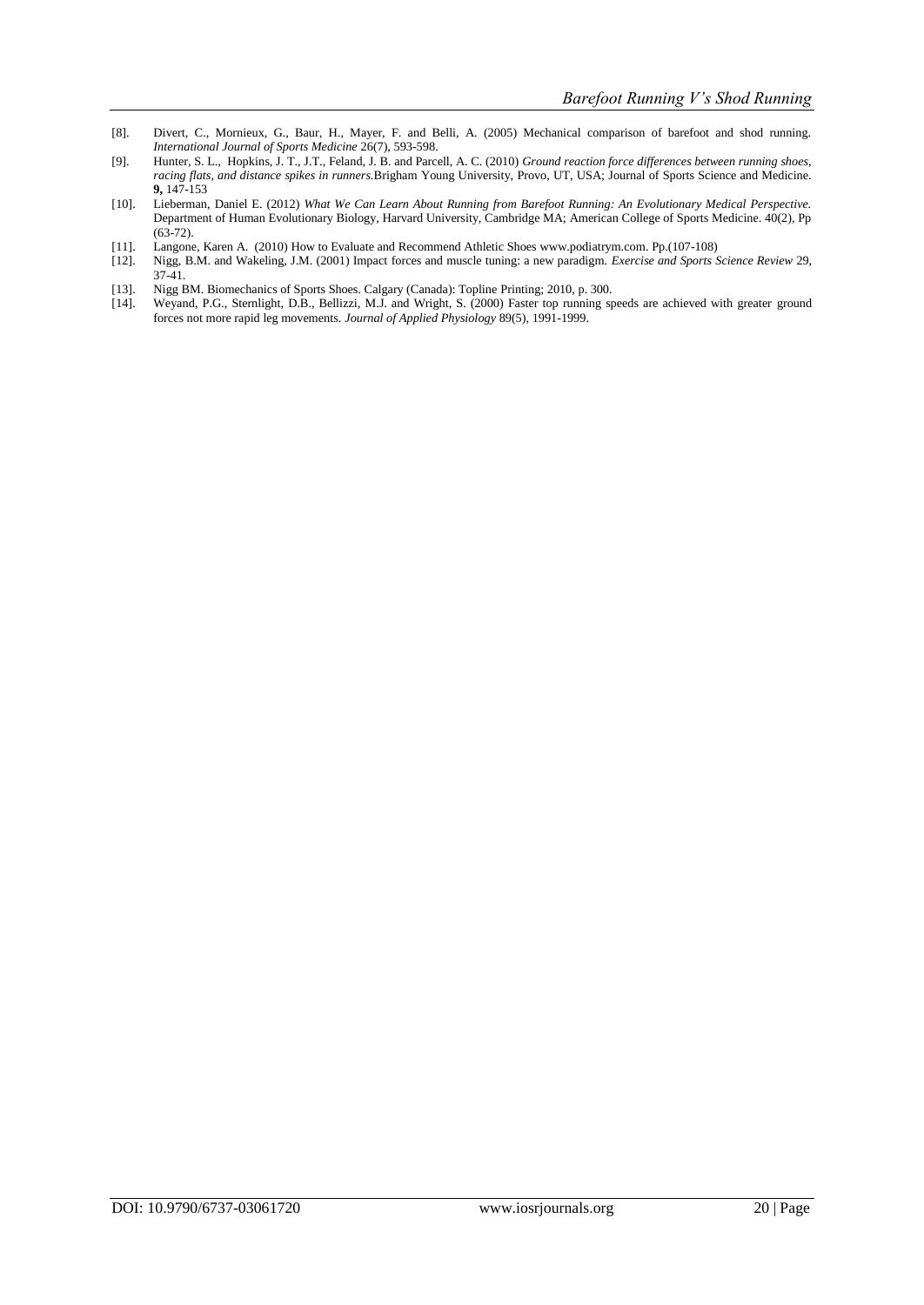[8]. Divert, C., Mornieux, G., Baur, H., Mayer, F. and Belli, A. (2005) Mechanical comparison of barefoot and shod running. *International Journal of Sports Medicine* 26(7), 593-598.

[9]. Hunter, S. L., Hopkins, J. T., J.T., Feland, J. B. and Parcell, A. C. (2010) *Ground reaction force differences between running shoes, racing flats, and distance spikes in runners.*Brigham Young University, Provo, UT, USA; Journal of Sports Science and Medicine. **9,** 147-153

[10]. Lieberman, Daniel E. (2012) *What We Can Learn About Running from Barefoot Running: An Evolutionary Medical Perspective.* Department of Human Evolutionary Biology, Harvard University, Cambridge MA; American College of Sports Medicine. 40(2), Pp (63-72).

[11]. Langone, Karen A. (2010) How to Evaluate and Recommend Athletic Shoes www.podiatrym.com. Pp.(107-108)

[12]. Nigg, B.M. and Wakeling, J.M. (2001) Impact forces and muscle tuning: a new paradigm. *Exercise and Sports Science Review* 29, 37-41.

[13]. Nigg BM. Biomechanics of Sports Shoes. Calgary (Canada): Topline Printing; 2010, p. 300.

[14]. Weyand, P.G., Sternlight, D.B., Bellizzi, M.J. and Wright, S. (2000) Faster top running speeds are achieved with greater ground forces not more rapid leg movements. *Journal of Applied Physiology* 89(5), 1991-1999.